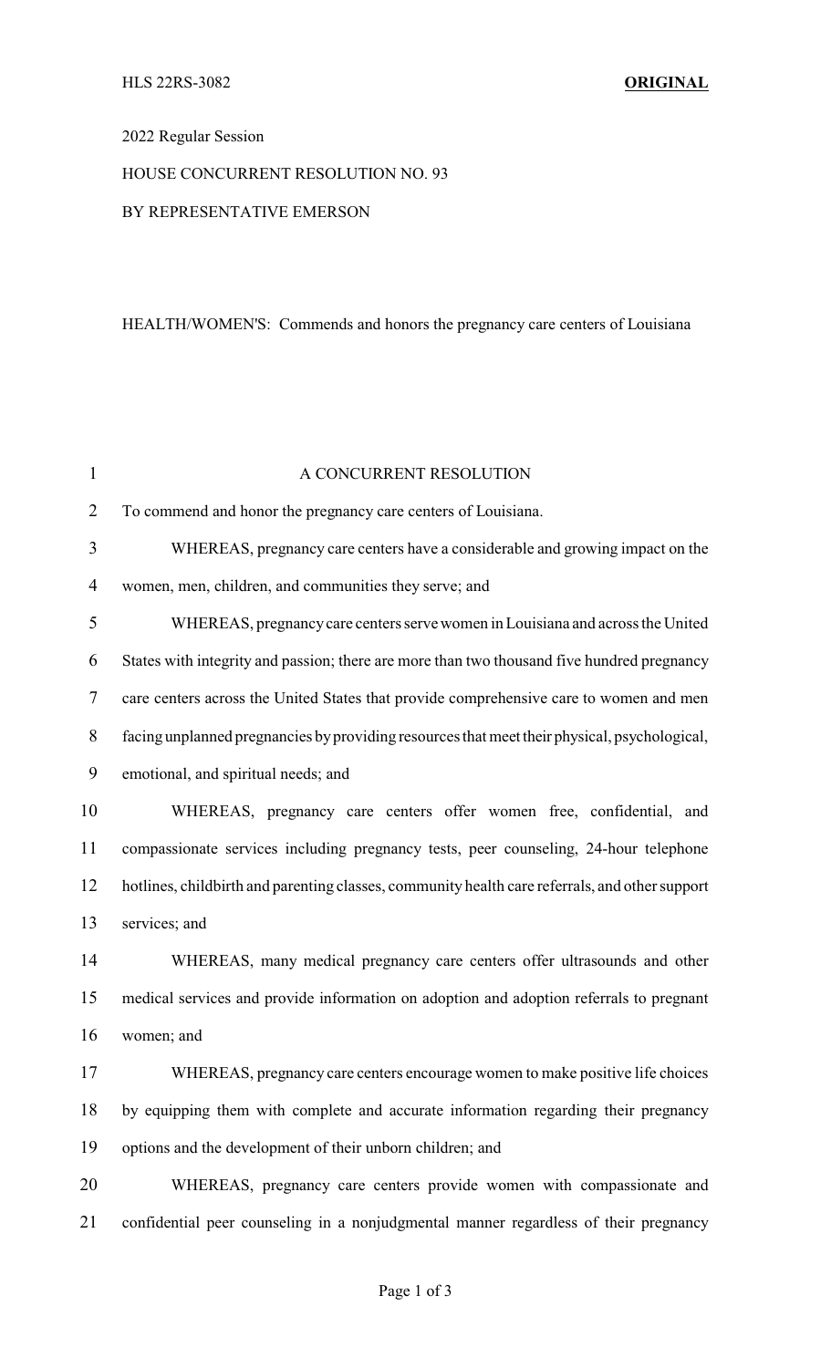HLS 22RS-3082 **ORIGINAL**

2022 Regular Session

HOUSE CONCURRENT RESOLUTION NO. 93

BY REPRESENTATIVE EMERSON

HEALTH/WOMEN'S: Commends and honors the pregnancy care centers of Louisiana

A CONCURRENT RESOLUTION

To commend and honor the pregnancy care centers of Louisiana.

WHEREAS, pregnancy care centers have a considerable and growing impact on the women, men, children, and communities they serve; and

WHEREAS, pregnancy care centers serve women in Louisiana and across the United States with integrity and passion; there are more than two thousand five hundred pregnancy care centers across the United States that provide comprehensive care to women and men facing unplanned pregnancies by providing resources that meet their physical, psychological, emotional, and spiritual needs; and

WHEREAS, pregnancy care centers offer women free, confidential, and compassionate services including pregnancy tests, peer counseling, 24-hour telephone hotlines, childbirth and parenting classes, community health care referrals, and other support services; and

WHEREAS, many medical pregnancy care centers offer ultrasounds and other medical services and provide information on adoption and adoption referrals to pregnant women; and

WHEREAS, pregnancy care centers encourage women to make positive life choices by equipping them with complete and accurate information regarding their pregnancy options and the development of their unborn children; and

WHEREAS, pregnancy care centers provide women with compassionate and confidential peer counseling in a nonjudgmental manner regardless of their pregnancy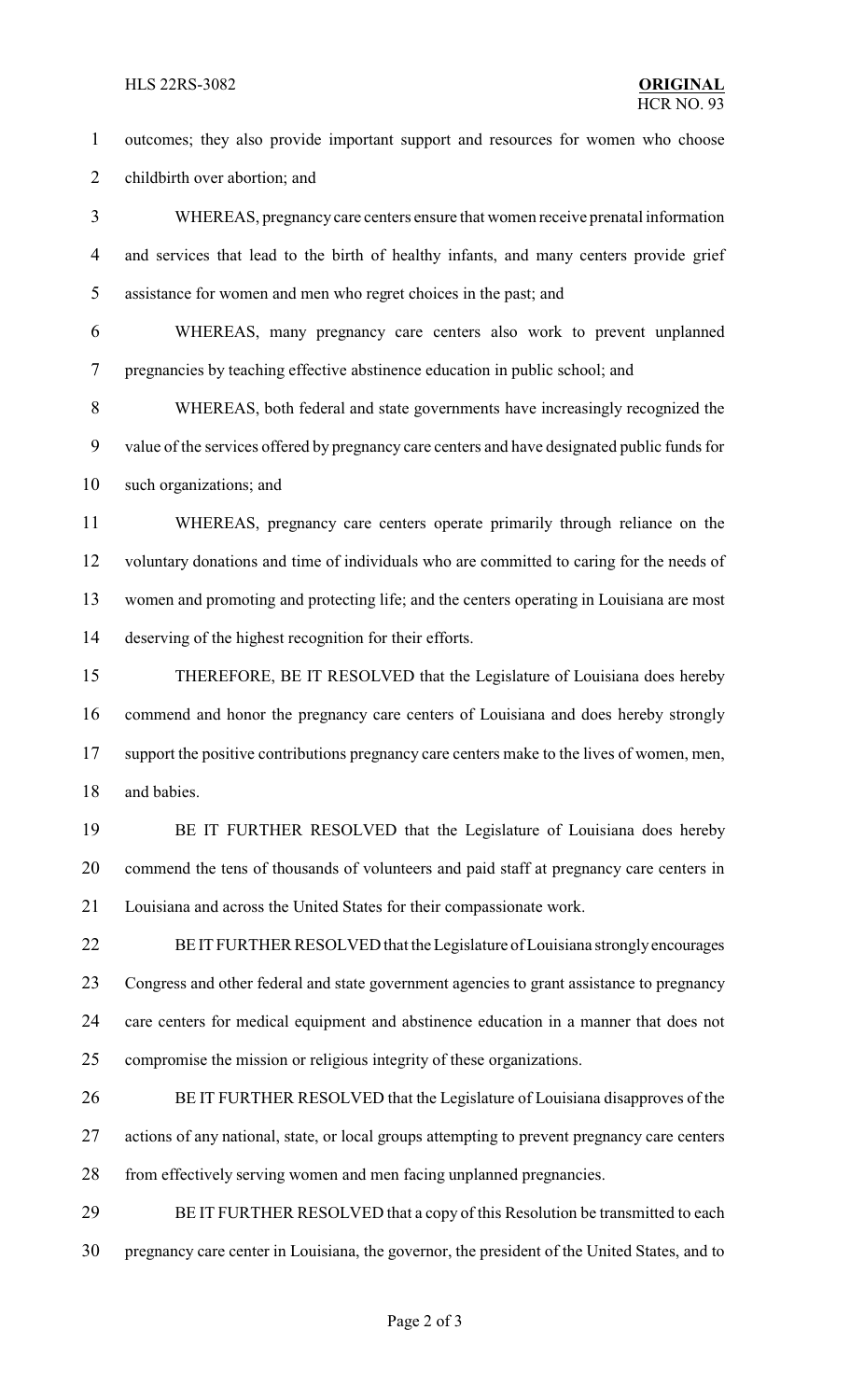outcomes; they also provide important support and resources for women who choose childbirth over abortion; and

WHEREAS, pregnancy care centers ensure that women receive prenatal information and services that lead to the birth of healthy infants, and many centers provide grief assistance for women and men who regret choices in the past; and

WHEREAS, many pregnancy care centers also work to prevent unplanned pregnancies by teaching effective abstinence education in public school; and

WHEREAS, both federal and state governments have increasingly recognized the value of the services offered by pregnancy care centers and have designated public funds for such organizations; and

WHEREAS, pregnancy care centers operate primarily through reliance on the voluntary donations and time of individuals who are committed to caring for the needs of women and promoting and protecting life; and the centers operating in Louisiana are most deserving of the highest recognition for their efforts.

THEREFORE, BE IT RESOLVED that the Legislature of Louisiana does hereby commend and honor the pregnancy care centers of Louisiana and does hereby strongly support the positive contributions pregnancy care centers make to the lives of women, men, and babies.

BE IT FURTHER RESOLVED that the Legislature of Louisiana does hereby commend the tens of thousands of volunteers and paid staff at pregnancy care centers in Louisiana and across the United States for their compassionate work.

BE IT FURTHER RESOLVED that the Legislature of Louisiana strongly encourages Congress and other federal and state government agencies to grant assistance to pregnancy care centers for medical equipment and abstinence education in a manner that does not compromise the mission or religious integrity of these organizations.

BE IT FURTHER RESOLVED that the Legislature of Louisiana disapproves of the actions of any national, state, or local groups attempting to prevent pregnancy care centers from effectively serving women and men facing unplanned pregnancies.

BE IT FURTHER RESOLVED that a copy of this Resolution be transmitted to each pregnancy care center in Louisiana, the governor, the president of the United States, and to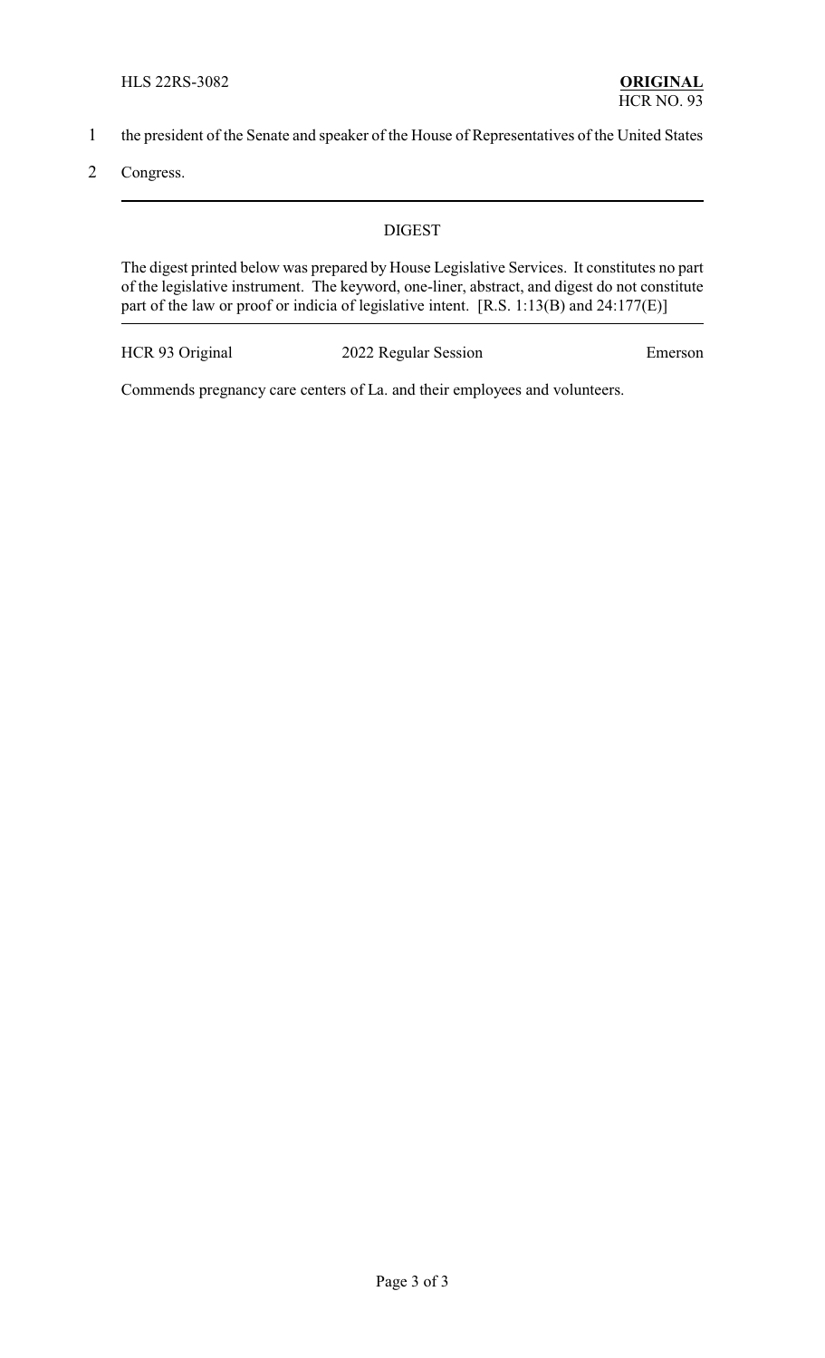the president of the Senate and speaker of the House of Representatives of the United States Congress.

## DIGEST

The digest printed below was prepared by House Legislative Services. It constitutes no part of the legislative instrument. The keyword, one-liner, abstract, and digest do not constitute part of the law or proof or indicia of legislative intent. [R.S. 1:13(B) and 24:177(E)]

HCR 93 Original — 2022 Regular Session — Emerson

Commends pregnancy care centers of La. and their employees and volunteers.